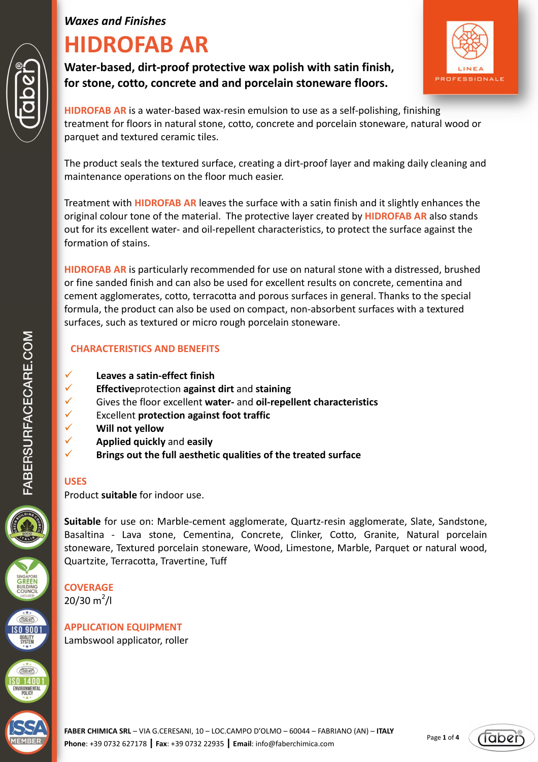*Waxes and Finishes*

# HIDROFAB AR

**Water-based, dirt-proof protective wax polish with satin finish, for stone, cotto, concrete and and porcelain stoneware floors.**

HIDROFAB AR is a water-based wax-resin emulsion to use as a self-polishing, finishing treatment for floors in natural stone, cotto, concrete and porcelain stoneware, natural wood or parquet and textured ceramic tiles.

The product seals the textured surface, creating a dirt-proof layer and making daily cleaning and maintenance operations on the floor much easier.

Treatment with HIDROFAB AR leaves the surface with a satin finish and it slightly enhances the original colour tone of the material. The protective layer created by HIDROFAB AR also stands out for its excellent water- and oil-repellent characteristics, to protect the surface against the formation of stains.

HIDROFAB AR is particularly recommended for use on natural stone with a distressed, brushed or fine sanded finish and can also be used for excellent results on concrete, cementina and cement agglomerates, cotto, terracotta and porous surfaces in general. Thanks to the special formula, the product can also be used on compact, non-absorbent surfaces with a textured surfaces, such as textured or micro rough porcelain stoneware.

## CHARACTERISTICS AND BENEFITS

- ✓ **Leaves a satin-effect finish**
- ✓ **Effective**protection **against dirt** and **staining**
- ✓ Gives the floor excellent **water-** and **oil-repellent characteristics**
- ✓ Excellent **protection against foot traffic**
- ✓ **Will not yellow**
- ✓ **Applied quickly** and **easily**
- ✓ **Brings out the full aesthetic qualities of the treated surface**

## USES

Product **suitable** for indoor use.

**Suitable** for use on: Marble-cement agglomerate, Quartz-resin agglomerate, Slate, Sandstone, Basaltina - Lava stone, Cementina, Concrete, Clinker, Cotto, Granite, Natural porcelain stoneware, Textured porcelain stoneware, Wood, Limestone, Marble, Parquet or natural wood, Quartzite, Terracotta, Travertine, Tuff

## COVERAGE

20/30 $m^2$/l

## APPLICATION EQUIPMENT

Lambswool applicator, roller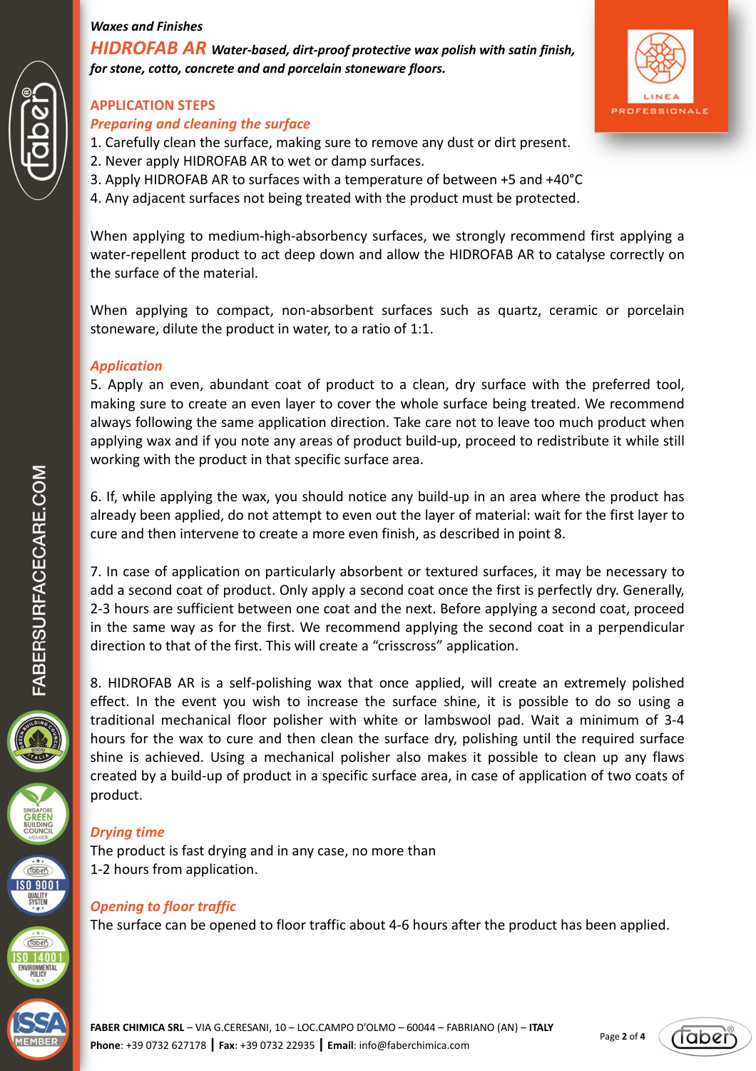*Waxes and Finishes*

## HIDROFAB AR *Water-based, dirt-proof protective wax polish with satin finish, for stone, cotto, concrete and and porcelain stoneware floors.*

### APPLICATION STEPS

#### *Preparing and cleaning the surface*

1. Carefully clean the surface, making sure to remove any dust or dirt present.
2. Never apply HIDROFAB AR to wet or damp surfaces.
3. Apply HIDROFAB AR to surfaces with a temperature of between +5 and +40°C
4. Any adjacent surfaces not being treated with the product must be protected.

When applying to medium-high-absorbency surfaces, we strongly recommend first applying a water-repellent product to act deep down and allow the HIDROFAB AR to catalyse correctly on the surface of the material.

When applying to compact, non-absorbent surfaces such as quartz, ceramic or porcelain stoneware, dilute the product in water, to a ratio of 1:1.

#### *Application*

5. Apply an even, abundant coat of product to a clean, dry surface with the preferred tool, making sure to create an even layer to cover the whole surface being treated. We recommend always following the same application direction. Take care not to leave too much product when applying wax and if you note any areas of product build-up, proceed to redistribute it while still working with the product in that specific surface area.

6. If, while applying the wax, you should notice any build-up in an area where the product has already been applied, do not attempt to even out the layer of material: wait for the first layer to cure and then intervene to create a more even finish, as described in point 8.

7. In case of application on particularly absorbent or textured surfaces, it may be necessary to add a second coat of product. Only apply a second coat once the first is perfectly dry. Generally, 2-3 hours are sufficient between one coat and the next. Before applying a second coat, proceed in the same way as for the first. We recommend applying the second coat in a perpendicular direction to that of the first. This will create a “crisscross” application.

8. HIDROFAB AR is a self-polishing wax that once applied, will create an extremely polished effect. In the event you wish to increase the surface shine, it is possible to do so using a traditional mechanical floor polisher with white or lambswool pad. Wait a minimum of 3-4 hours for the wax to cure and then clean the surface dry, polishing until the required surface shine is achieved. Using a mechanical polisher also makes it possible to clean up any flaws created by a build-up of product in a specific surface area, in case of application of two coats of product.

#### *Drying time*

The product is fast drying and in any case, no more than
1-2 hours from application.

#### *Opening to floor traffic*

The surface can be opened to floor traffic about 4-6 hours after the product has been applied.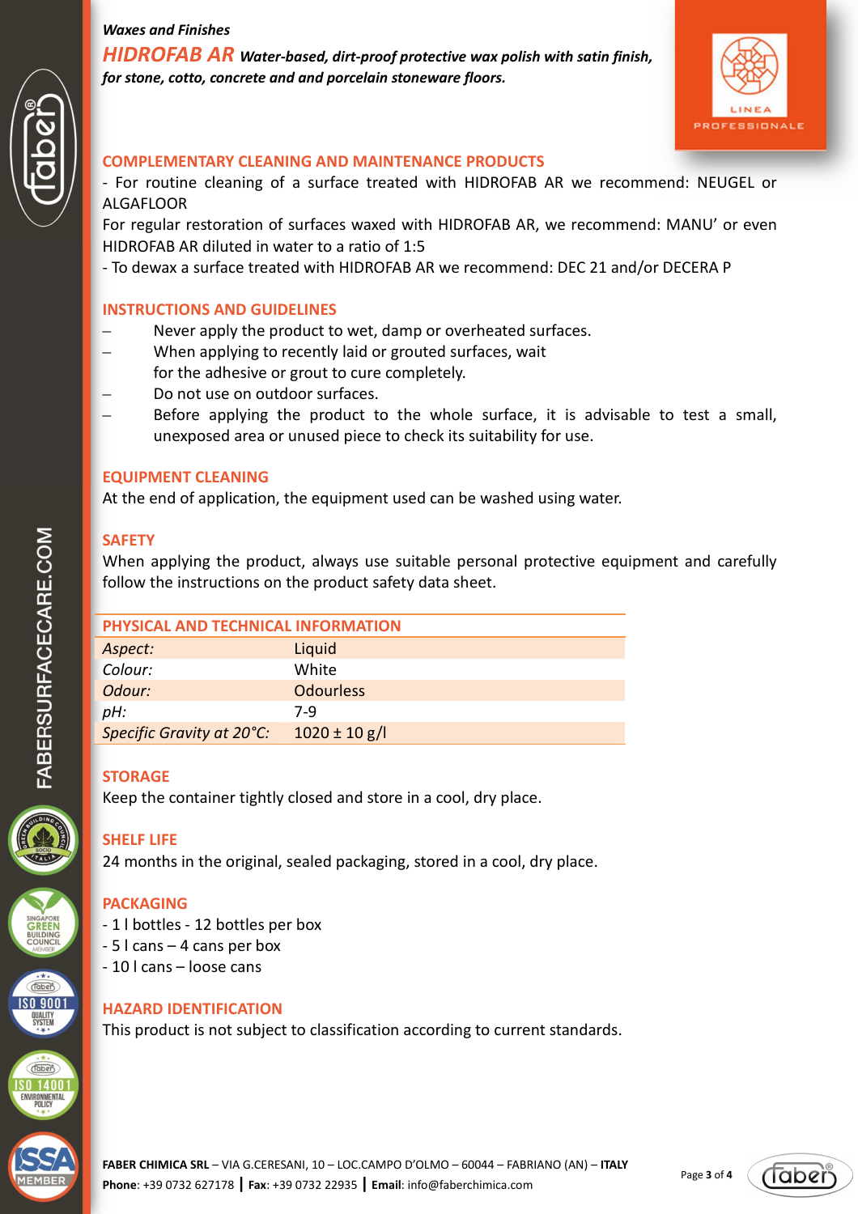*Waxes and Finishes*

# *HIDROFAB AR* ***Water-based, dirt-proof protective wax polish with satin finish, for stone, cotto, concrete and and porcelain stoneware floors.***

## COMPLEMENTARY CLEANING AND MAINTENANCE PRODUCTS

- For routine cleaning of a surface treated with HIDROFAB AR we recommend: NEUGEL or ALGAFLOOR

For regular restoration of surfaces waxed with HIDROFAB AR, we recommend: MANU' or even HIDROFAB AR diluted in water to a ratio of 1:5

- To dewax a surface treated with HIDROFAB AR we recommend: DEC 21 and/or DECERA P

## INSTRUCTIONS AND GUIDELINES

- Never apply the product to wet, damp or overheated surfaces.
- When applying to recently laid or grouted surfaces, wait for the adhesive or grout to cure completely.
- Do not use on outdoor surfaces.
- Before applying the product to the whole surface, it is advisable to test a small, unexposed area or unused piece to check its suitability for use.

## EQUIPMENT CLEANING

At the end of application, the equipment used can be washed using water.

## SAFETY

When applying the product, always use suitable personal protective equipment and carefully follow the instructions on the product safety data sheet.

## PHYSICAL AND TECHNICAL INFORMATION

| | |
|---|---|
| *Aspect:* | Liquid |
| *Colour:* | White |
| *Odour:* | Odourless |
| *pH:* | 7-9 |
| *Specific Gravity at 20°C:* | 1020 ± 10 g/l |

## STORAGE

Keep the container tightly closed and store in a cool, dry place.

## SHELF LIFE

24 months in the original, sealed packaging, stored in a cool, dry place.

## PACKAGING

- 1 l bottles - 12 bottles per box
- 5 l cans – 4 cans per box
- 10 l cans – loose cans

## HAZARD IDENTIFICATION

This product is not subject to classification according to current standards.

**FABER CHIMICA SRL** – VIA G.CERESANI, 10 – LOC.CAMPO D'OLMO – 60044 – FABRIANO (AN) – **ITALY**
**Phone**: +39 0732 627178 | **Fax**: +39 0732 22935 | **Email**: info@faberchimica.com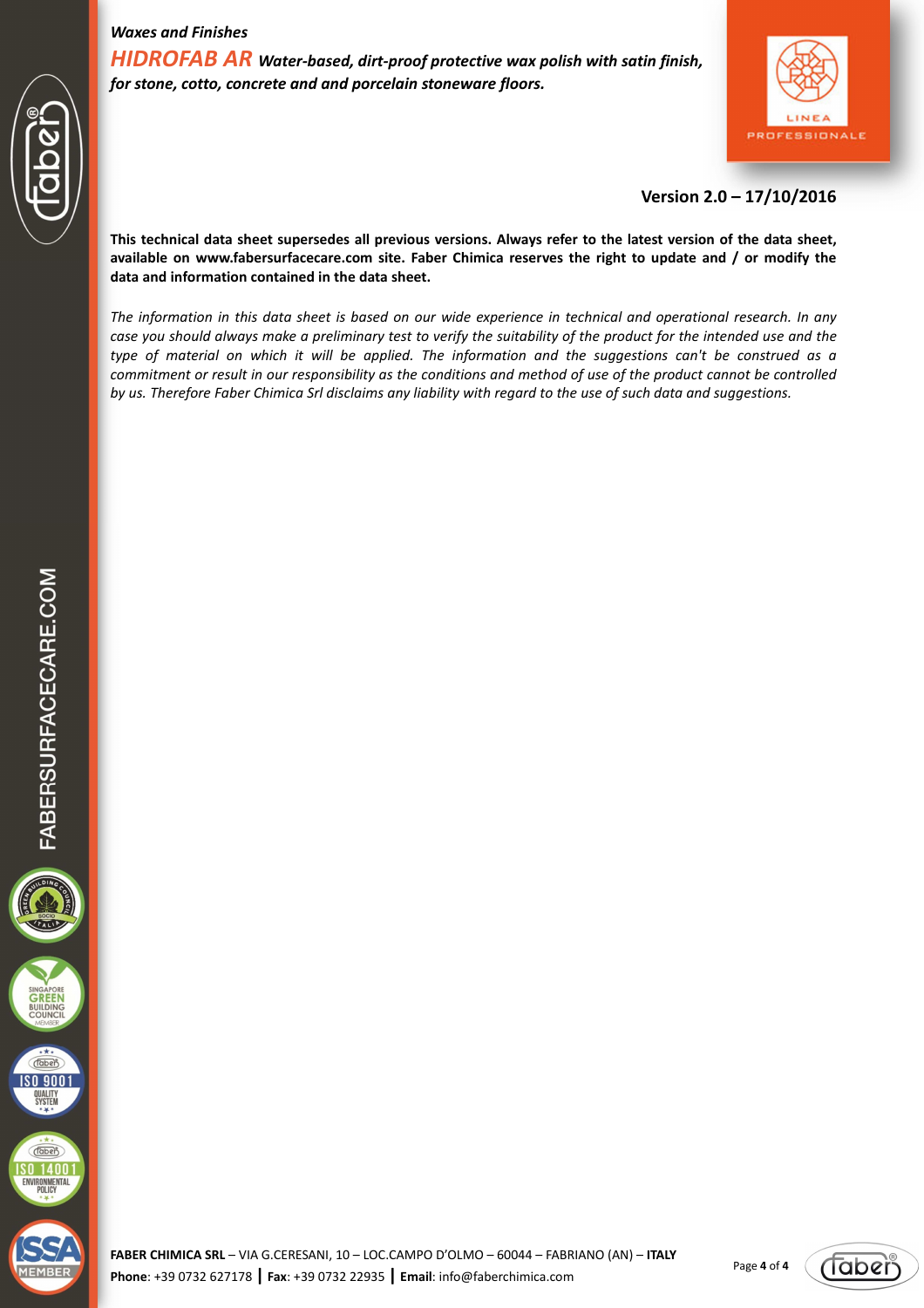*Waxes and Finishes*

*HIDROFAB AR* ***Water-based, dirt-proof protective wax polish with satin finish, for stone, cotto, concrete and and porcelain stoneware floors.***

**Version 2.0 – 17/10/2016**

**This technical data sheet supersedes all previous versions. Always refer to the latest version of the data sheet, available on www.fabersurfacecare.com site. Faber Chimica reserves the right to update and / or modify the data and information contained in the data sheet.**

*The information in this data sheet is based on our wide experience in technical and operational research. In any case you should always make a preliminary test to verify the suitability of the product for the intended use and the type of material on which it will be applied. The information and the suggestions can't be construed as a commitment or result in our responsibility as the conditions and method of use of the product cannot be controlled by us. Therefore Faber Chimica Srl disclaims any liability with regard to the use of such data and suggestions.*

**FABER CHIMICA SRL** – VIA G.CERESANI, 10 – LOC.CAMPO D'OLMO – 60044 – FABRIANO (AN) – **ITALY**
**Phone**: +39 0732 627178 | **Fax**: +39 0732 22935 | **Email**: info@faberchimica.com